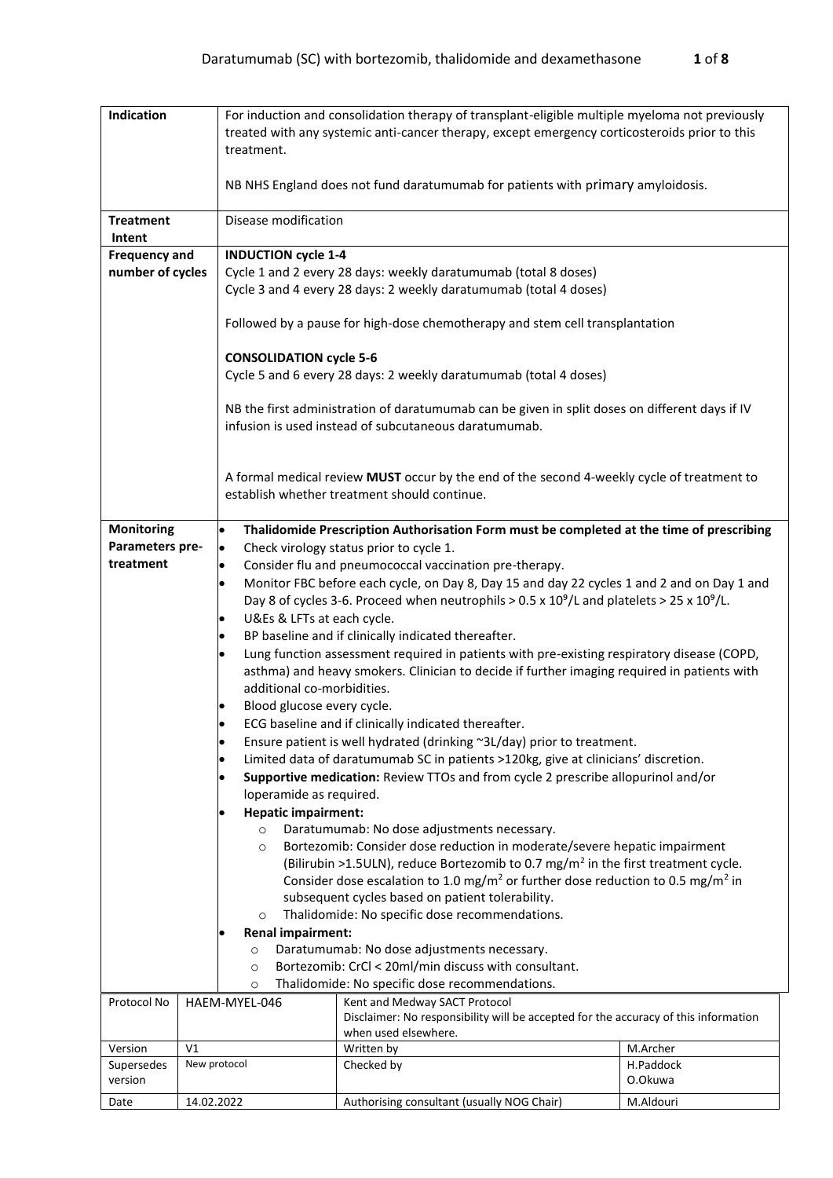| Indication | For induction and consolidation therapy of transplant-eligible multiple myeloma not previously treated with any systemic anti-cancer therapy, except emergency corticosteroids prior to this treatment.<br><br>NB NHS England does not fund daratumumab for patients with primary amyloidosis. |
|---|---|
| Treatment Intent | Disease modification |
| Frequency and number of cycles | **INDUCTION cycle 1-4**<br>Cycle 1 and 2 every 28 days: weekly daratumumab (total 8 doses)<br>Cycle 3 and 4 every 28 days: 2 weekly daratumumab (total 4 doses)<br><br>Followed by a pause for high-dose chemotherapy and stem cell transplantation<br><br>**CONSOLIDATION cycle 5-6**<br>Cycle 5 and 6 every 28 days: 2 weekly daratumumab (total 4 doses)<br><br>NB the first administration of daratumumab can be given in split doses on different days if IV infusion is used instead of subcutaneous daratumumab.<br><br>A formal medical review **MUST** occur by the end of the second 4-weekly cycle of treatment to establish whether treatment should continue. |
| Monitoring Parameters pre-treatment | • **Thalidomide Prescription Authorisation Form must be completed at the time of prescribing**<br>• Check virology status prior to cycle 1.<br>• Consider flu and pneumococcal vaccination pre-therapy.<br>• Monitor FBC before each cycle, on Day 8, Day 15 and day 22 cycles 1 and 2 and on Day 1 and Day 8 of cycles 3-6. Proceed when neutrophils > 0.5 x $10^9$/L and platelets > 25 x $10^9$/L.<br>• U&Es & LFTs at each cycle.<br>• BP baseline and if clinically indicated thereafter.<br>• Lung function assessment required in patients with pre-existing respiratory disease (COPD, asthma) and heavy smokers. Clinician to decide if further imaging required in patients with additional co-morbidities.<br>• Blood glucose every cycle.<br>• ECG baseline and if clinically indicated thereafter.<br>• Ensure patient is well hydrated (drinking ~3L/day) prior to treatment.<br>• Limited data of daratumumab SC in patients >120kg, give at clinicians' discretion.<br>• **Supportive medication:** Review TTOs and from cycle 2 prescribe allopurinol and/or loperamide as required.<br>• **Hepatic impairment:**<br>  ○ Daratumumab: No dose adjustments necessary.<br>  ○ Bortezomib: Consider dose reduction in moderate/severe hepatic impairment (Bilirubin >1.5ULN), reduce Bortezomib to 0.7 mg/m$^2$ in the first treatment cycle. Consider dose escalation to 1.0 mg/m$^2$ or further dose reduction to 0.5 mg/m$^2$ in subsequent cycles based on patient tolerability.<br>  ○ Thalidomide: No specific dose recommendations.<br>• **Renal impairment:**<br>  ○ Daratumumab: No dose adjustments necessary.<br>  ○ Bortezomib: CrCl < 20ml/min discuss with consultant.<br>  ○ Thalidomide: No specific dose recommendations. |

| Protocol No | HAEM-MYEL-046 | Kent and Medway SACT Protocol<br>Disclaimer: No responsibility will be accepted for the accuracy of this information when used elsewhere. | |
|---|---|---|---|
| Version | V1 | Written by | M.Archer |
| Supersedes version | New protocol | Checked by | H.Paddock<br>O.Okuwa |
| Date | 14.02.2022 | Authorising consultant (usually NOG Chair) | M.Aldouri |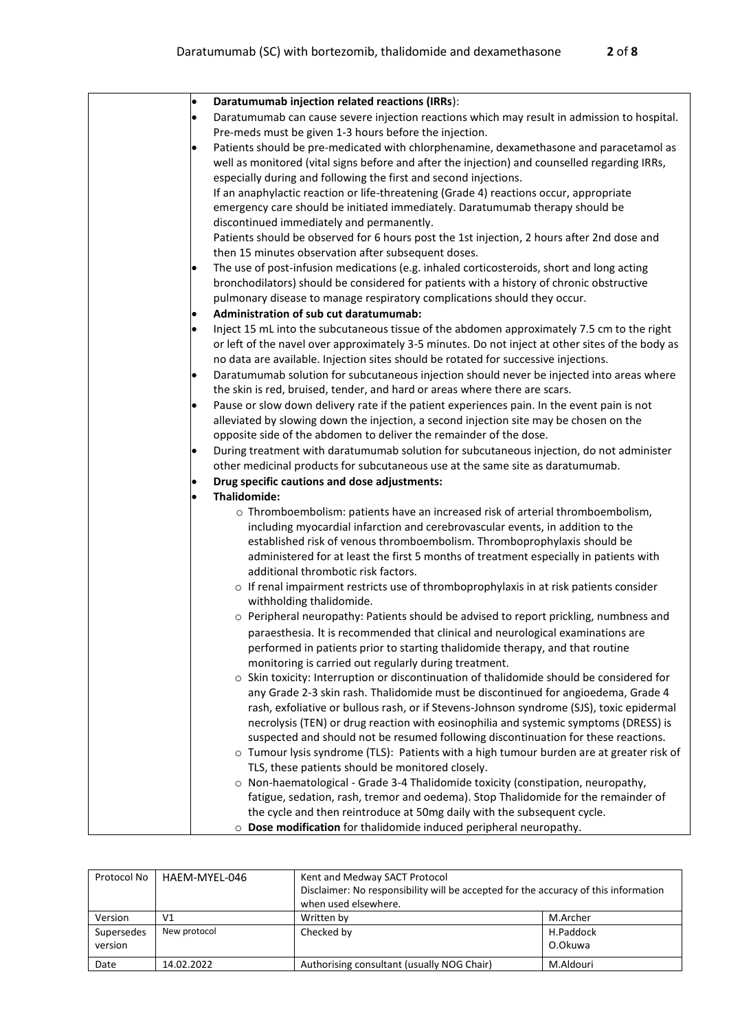| | |
|---|---|
| | • **Daratumumab injection related reactions (IRRs**):<br>• Daratumumab can cause severe injection reactions which may result in admission to hospital. Pre-meds must be given 1-3 hours before the injection.<br>• Patients should be pre-medicated with chlorphenamine, dexamethasone and paracetamol as well as monitored (vital signs before and after the injection) and counselled regarding IRRs, especially during and following the first and second injections.<br>If an anaphylactic reaction or life-threatening (Grade 4) reactions occur, appropriate emergency care should be initiated immediately. Daratumumab therapy should be discontinued immediately and permanently.<br>Patients should be observed for 6 hours post the 1st injection, 2 hours after 2nd dose and then 15 minutes observation after subsequent doses.<br>• The use of post-infusion medications (e.g. inhaled corticosteroids, short and long acting bronchodilators) should be considered for patients with a history of chronic obstructive pulmonary disease to manage respiratory complications should they occur.<br>• **Administration of sub cut daratumumab:**<br>• Inject 15 mL into the subcutaneous tissue of the abdomen approximately 7.5 cm to the right or left of the navel over approximately 3-5 minutes. Do not inject at other sites of the body as no data are available. Injection sites should be rotated for successive injections.<br>• Daratumumab solution for subcutaneous injection should never be injected into areas where the skin is red, bruised, tender, and hard or areas where there are scars.<br>• Pause or slow down delivery rate if the patient experiences pain. In the event pain is not alleviated by slowing down the injection, a second injection site may be chosen on the opposite side of the abdomen to deliver the remainder of the dose.<br>• During treatment with daratumumab solution for subcutaneous injection, do not administer other medicinal products for subcutaneous use at the same site as daratumumab.<br>• **Drug specific cautions and dose adjustments:**<br>• **Thalidomide:**<br>o Thromboembolism: patients have an increased risk of arterial thromboembolism, including myocardial infarction and cerebrovascular events, in addition to the established risk of venous thromboembolism. Thromboprophylaxis should be administered for at least the first 5 months of treatment especially in patients with additional thrombotic risk factors.<br>o If renal impairment restricts use of thromboprophylaxis in at risk patients consider withholding thalidomide.<br>o Peripheral neuropathy: Patients should be advised to report prickling, numbness and paraesthesia. It is recommended that clinical and neurological examinations are performed in patients prior to starting thalidomide therapy, and that routine monitoring is carried out regularly during treatment.<br>o Skin toxicity: Interruption or discontinuation of thalidomide should be considered for any Grade 2-3 skin rash. Thalidomide must be discontinued for angioedema, Grade 4 rash, exfoliative or bullous rash, or if Stevens-Johnson syndrome (SJS), toxic epidermal necrolysis (TEN) or drug reaction with eosinophilia and systemic symptoms (DRESS) is suspected and should not be resumed following discontinuation for these reactions.<br>o Tumour lysis syndrome (TLS): Patients with a high tumour burden are at greater risk of TLS, these patients should be monitored closely.<br>o Non-haematological - Grade 3-4 Thalidomide toxicity (constipation, neuropathy, fatigue, sedation, rash, tremor and oedema). Stop Thalidomide for the remainder of the cycle and then reintroduce at 50mg daily with the subsequent cycle.<br>o **Dose modification** for thalidomide induced peripheral neuropathy. |

| Protocol No | HAEM-MYEL-046 | Kent and Medway SACT Protocol<br>Disclaimer: No responsibility will be accepted for the accuracy of this information when used elsewhere. | |
|---|---|---|---|
| Version | V1 | Written by | M.Archer |
| Supersedes version | New protocol | Checked by | H.Paddock<br>O.Okuwa |
| Date | 14.02.2022 | Authorising consultant (usually NOG Chair) | M.Aldouri |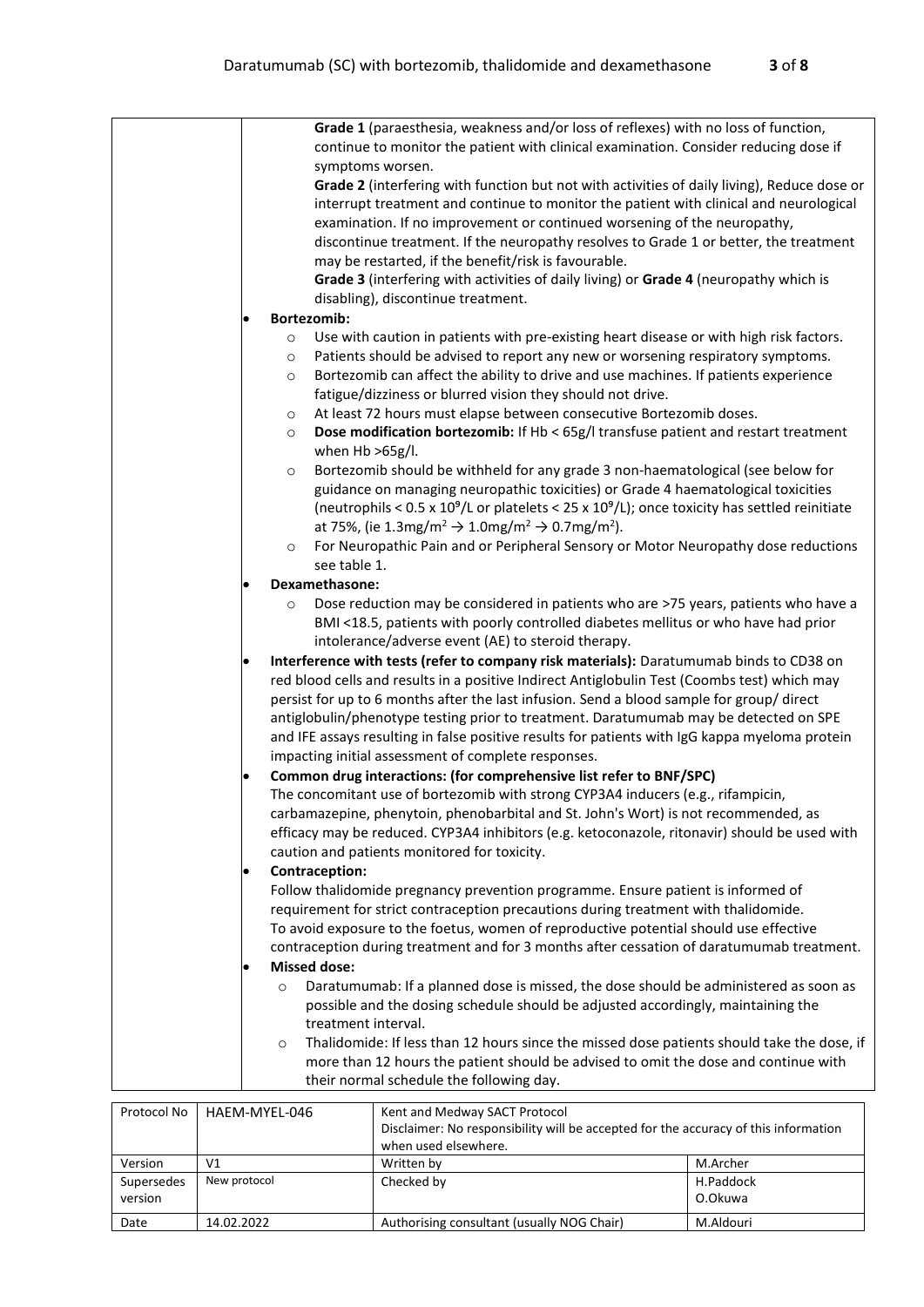Grade 1 (paraesthesia, weakness and/or loss of reflexes) with no loss of function, continue to monitor the patient with clinical examination. Consider reducing dose if symptoms worsen.

**Grade 2** (interfering with function but not with activities of daily living), Reduce dose or interrupt treatment and continue to monitor the patient with clinical and neurological examination. If no improvement or continued worsening of the neuropathy, discontinue treatment. If the neuropathy resolves to Grade 1 or better, the treatment may be restarted, if the benefit/risk is favourable.

**Grade 3** (interfering with activities of daily living) or **Grade 4** (neuropathy which is disabling), discontinue treatment.

- **Bortezomib:**
  - Use with caution in patients with pre-existing heart disease or with high risk factors.
  - Patients should be advised to report any new or worsening respiratory symptoms.
  - Bortezomib can affect the ability to drive and use machines. If patients experience fatigue/dizziness or blurred vision they should not drive.
  - At least 72 hours must elapse between consecutive Bortezomib doses.
  - **Dose modification bortezomib:** If Hb < 65g/l transfuse patient and restart treatment when Hb >65g/l.
  - Bortezomib should be withheld for any grade 3 non-haematological (see below for guidance on managing neuropathic toxicities) or Grade 4 haematological toxicities (neutrophils < 0.5 x $10^9$/L or platelets < 25 x $10^9$/L); once toxicity has settled reinitiate at 75%, (ie 1.3mg/m$^2$ → 1.0mg/m$^2$ → 0.7mg/m$^2$).
  - For Neuropathic Pain and or Peripheral Sensory or Motor Neuropathy dose reductions see table 1.
- **Dexamethasone:**
  - Dose reduction may be considered in patients who are >75 years, patients who have a BMI <18.5, patients with poorly controlled diabetes mellitus or who have had prior intolerance/adverse event (AE) to steroid therapy.
- **Interference with tests (refer to company risk materials):** Daratumumab binds to CD38 on red blood cells and results in a positive Indirect Antiglobulin Test (Coombs test) which may persist for up to 6 months after the last infusion. Send a blood sample for group/ direct antiglobulin/phenotype testing prior to treatment. Daratumumab may be detected on SPE and IFE assays resulting in false positive results for patients with IgG kappa myeloma protein impacting initial assessment of complete responses.
- **Common drug interactions: (for comprehensive list refer to BNF/SPC)**
  The concomitant use of bortezomib with strong CYP3A4 inducers (e.g., rifampicin, carbamazepine, phenytoin, phenobarbital and St. John's Wort) is not recommended, as efficacy may be reduced. CYP3A4 inhibitors (e.g. ketoconazole, ritonavir) should be used with caution and patients monitored for toxicity.
- **Contraception:**
  Follow thalidomide pregnancy prevention programme. Ensure patient is informed of requirement for strict contraception precautions during treatment with thalidomide.
  To avoid exposure to the foetus, women of reproductive potential should use effective contraception during treatment and for 3 months after cessation of daratumumab treatment.
- **Missed dose:**
  - Daratumumab: If a planned dose is missed, the dose should be administered as soon as possible and the dosing schedule should be adjusted accordingly, maintaining the treatment interval.
  - Thalidomide: If less than 12 hours since the missed dose patients should take the dose, if more than 12 hours the patient should be advised to omit the dose and continue with their normal schedule the following day.

| Protocol No | HAEM-MYEL-046 | Kent and Medway SACT Protocol<br>Disclaimer: No responsibility will be accepted for the accuracy of this information when used elsewhere. | |
|---|---|---|---|
| Version | V1 | Written by | M.Archer |
| Supersedes version | New protocol | Checked by | H.Paddock<br>O.Okuwa |
| Date | 14.02.2022 | Authorising consultant (usually NOG Chair) | M.Aldouri |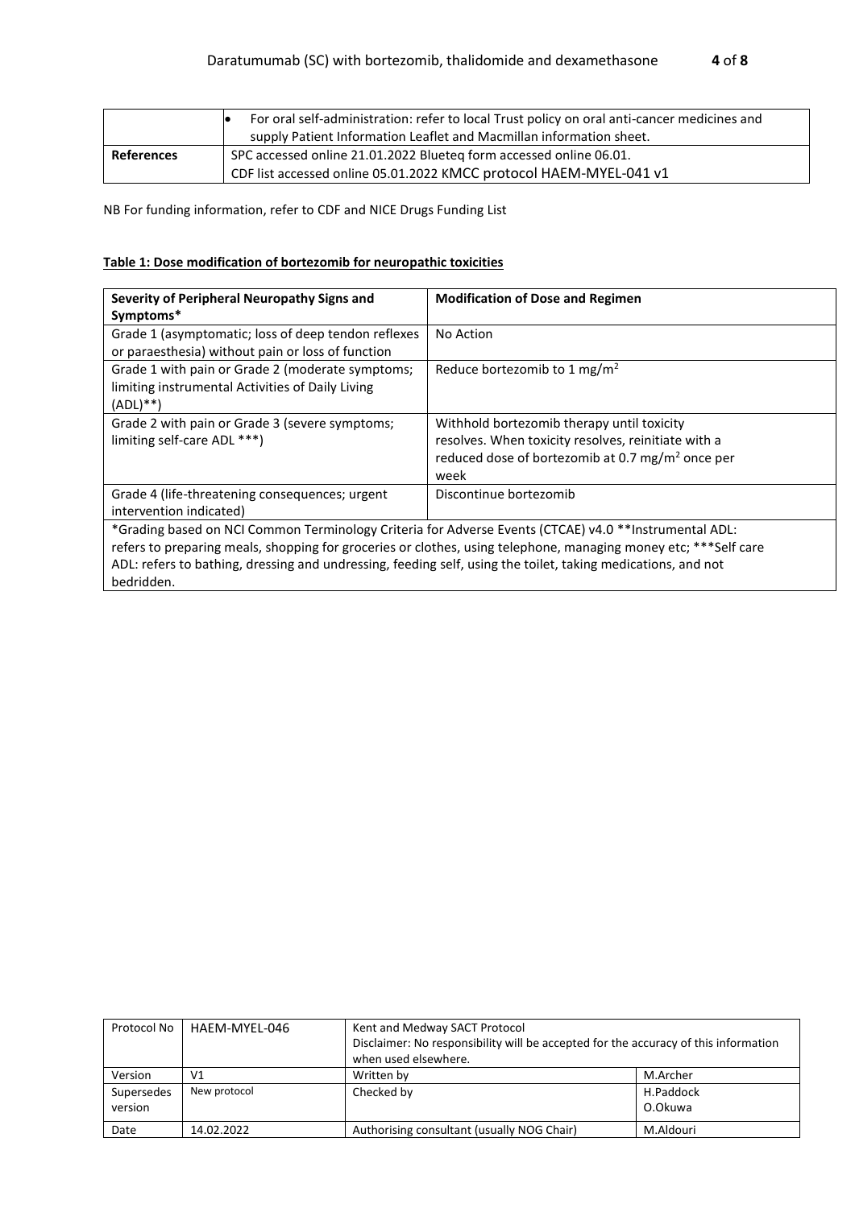| | • For oral self-administration: refer to local Trust policy on oral anti-cancer medicines and supply Patient Information Leaflet and Macmillan information sheet. |
|---|---|
| **References** | SPC accessed online 21.01.2022 Blueteq form accessed online 06.01. CDF list accessed online 05.01.2022 KMCC protocol HAEM-MYEL-041 v1 |

NB For funding information, refer to CDF and NICE Drugs Funding List

**Table 1: Dose modification of bortezomib for neuropathic toxicities**

| Severity of Peripheral Neuropathy Signs and Symptoms* | Modification of Dose and Regimen |
|---|---|
| Grade 1 (asymptomatic; loss of deep tendon reflexes or paraesthesia) without pain or loss of function | No Action |
| Grade 1 with pain or Grade 2 (moderate symptoms; limiting instrumental Activities of Daily Living (ADL)**) | Reduce bortezomib to 1 mg/m$^2$ |
| Grade 2 with pain or Grade 3 (severe symptoms; limiting self-care ADL ***) | Withhold bortezomib therapy until toxicity resolves. When toxicity resolves, reinitiate with a reduced dose of bortezomib at 0.7 mg/m$^2$ once per week |
| Grade 4 (life-threatening consequences; urgent intervention indicated) | Discontinue bortezomib |
| *Grading based on NCI Common Terminology Criteria for Adverse Events (CTCAE) v4.0 **Instrumental ADL: refers to preparing meals, shopping for groceries or clothes, using telephone, managing money etc; ***Self care ADL: refers to bathing, dressing and undressing, feeding self, using the toilet, taking medications, and not bedridden. | |

| Protocol No | HAEM-MYEL-046 | Kent and Medway SACT Protocol<br>Disclaimer: No responsibility will be accepted for the accuracy of this information when used elsewhere. | |
|---|---|---|---|
| Version | V1 | Written by | M.Archer |
| Supersedes version | New protocol | Checked by | H.Paddock<br>O.Okuwa |
| Date | 14.02.2022 | Authorising consultant (usually NOG Chair) | M.Aldouri |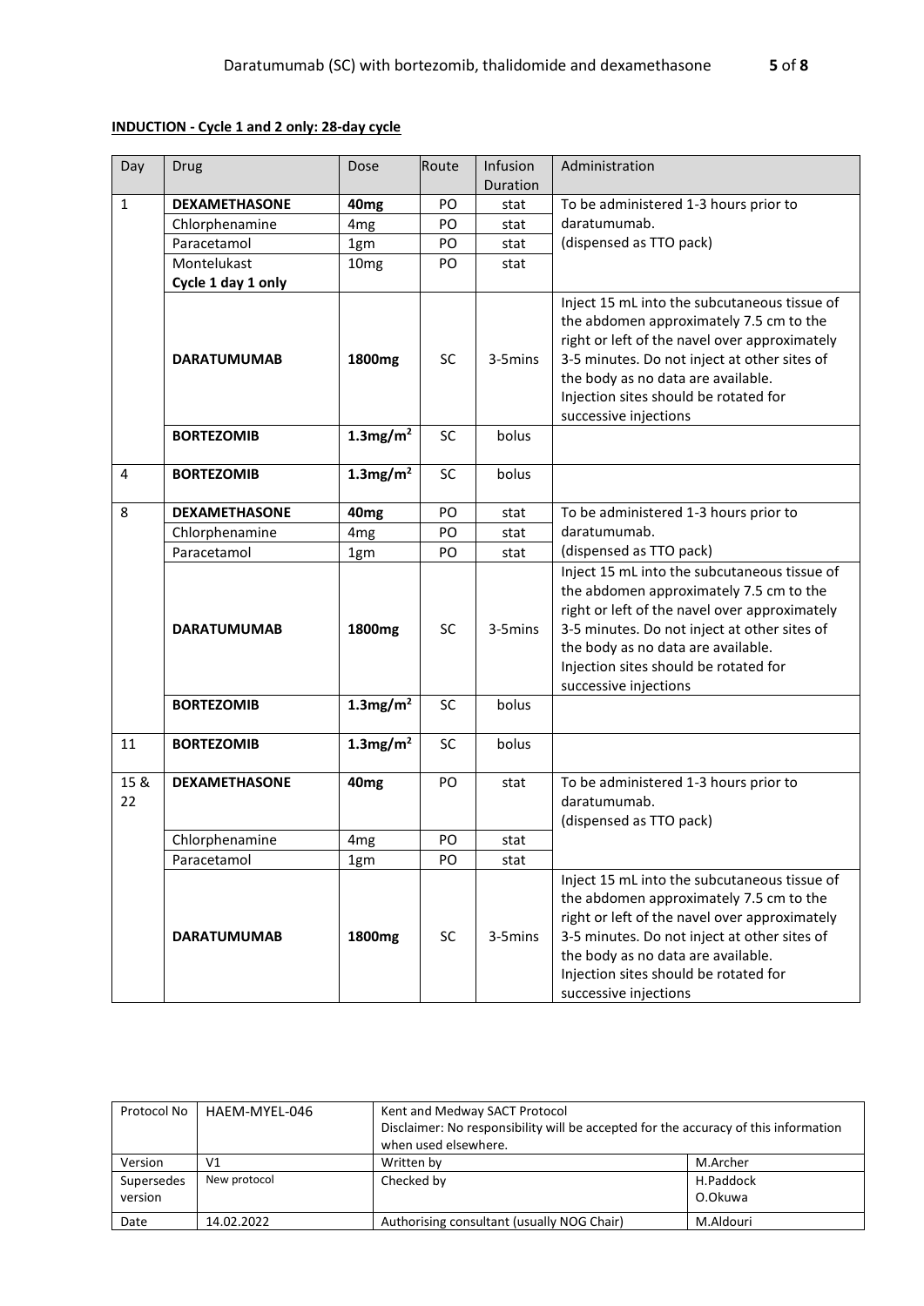**INDUCTION - Cycle 1 and 2 only: 28-day cycle**

| Day | Drug | Dose | Route | Infusion Duration | Administration |
|---|---|---|---|---|---|
| 1 | **DEXAMETHASONE** | **40mg** | PO | stat | To be administered 1-3 hours prior to daratumumab. (dispensed as TTO pack) |
| | Chlorphenamine | 4mg | PO | stat | |
| | Paracetamol | 1gm | PO | stat | |
| | Montelukast **Cycle 1 day 1 only** | 10mg | PO | stat | |
| | **DARATUMUMAB** | **1800mg** | SC | 3-5mins | Inject 15 mL into the subcutaneous tissue of the abdomen approximately 7.5 cm to the right or left of the navel over approximately 3-5 minutes. Do not inject at other sites of the body as no data are available. Injection sites should be rotated for successive injections |
| | **BORTEZOMIB** | **1.3mg/m²** | SC | bolus | |
| 4 | **BORTEZOMIB** | **1.3mg/m²** | SC | bolus | |
| 8 | **DEXAMETHASONE** | **40mg** | PO | stat | To be administered 1-3 hours prior to daratumumab. (dispensed as TTO pack) |
| | Chlorphenamine | 4mg | PO | stat | |
| | Paracetamol | 1gm | PO | stat | |
| | **DARATUMUMAB** | **1800mg** | SC | 3-5mins | Inject 15 mL into the subcutaneous tissue of the abdomen approximately 7.5 cm to the right or left of the navel over approximately 3-5 minutes. Do not inject at other sites of the body as no data are available. Injection sites should be rotated for successive injections |
| | **BORTEZOMIB** | **1.3mg/m²** | SC | bolus | |
| 11 | **BORTEZOMIB** | **1.3mg/m²** | SC | bolus | |
| 15 & 22 | **DEXAMETHASONE** | **40mg** | PO | stat | To be administered 1-3 hours prior to daratumumab. (dispensed as TTO pack) |
| | Chlorphenamine | 4mg | PO | stat | |
| | Paracetamol | 1gm | PO | stat | |
| | **DARATUMUMAB** | **1800mg** | SC | 3-5mins | Inject 15 mL into the subcutaneous tissue of the abdomen approximately 7.5 cm to the right or left of the navel over approximately 3-5 minutes. Do not inject at other sites of the body as no data are available. Injection sites should be rotated for successive injections |

| Protocol No | HAEM-MYEL-046 | Kent and Medway SACT Protocol Disclaimer: No responsibility will be accepted for the accuracy of this information when used elsewhere. | |
|---|---|---|---|
| Version | V1 | Written by | M.Archer |
| Supersedes version | New protocol | Checked by | H.Paddock O.Okuwa |
| Date | 14.02.2022 | Authorising consultant (usually NOG Chair) | M.Aldouri |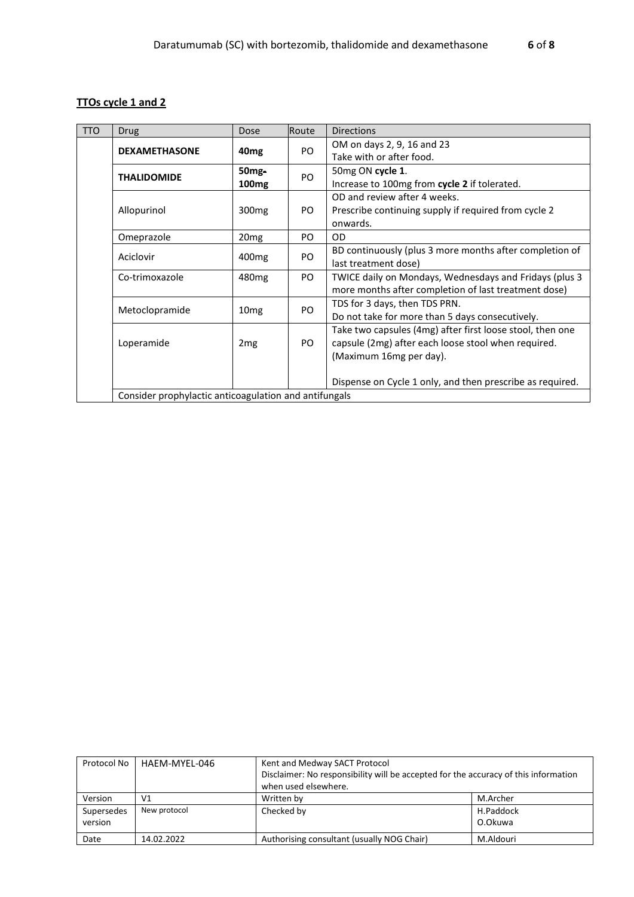**TTOs cycle 1 and 2**

| TTO | Drug | Dose | Route | Directions |
|---|---|---|---|---|
| | **DEXAMETHASONE** | **40mg** | PO | OM on days 2, 9, 16 and 23<br>Take with or after food. |
| | **THALIDOMIDE** | **50mg-100mg** | PO | 50mg ON **cycle 1**.<br>Increase to 100mg from **cycle 2** if tolerated. |
| | Allopurinol | 300mg | PO | OD and review after 4 weeks.<br>Prescribe continuing supply if required from cycle 2 onwards. |
| | Omeprazole | 20mg | PO | OD |
| | Aciclovir | 400mg | PO | BD continuously (plus 3 more months after completion of last treatment dose) |
| | Co-trimoxazole | 480mg | PO | TWICE daily on Mondays, Wednesdays and Fridays (plus 3 more months after completion of last treatment dose) |
| | Metoclopramide | 10mg | PO | TDS for 3 days, then TDS PRN.<br>Do not take for more than 5 days consecutively. |
| | Loperamide | 2mg | PO | Take two capsules (4mg) after first loose stool, then one capsule (2mg) after each loose stool when required. (Maximum 16mg per day).<br><br>Dispense on Cycle 1 only, and then prescribe as required. |
| | Consider prophylactic anticoagulation and antifungals | | | |

| Protocol No | HAEM-MYEL-046 | Kent and Medway SACT Protocol<br>Disclaimer: No responsibility will be accepted for the accuracy of this information when used elsewhere. | |
|---|---|---|---|
| Version | V1 | Written by | M.Archer |
| Supersedes version | New protocol | Checked by | H.Paddock<br>O.Okuwa |
| Date | 14.02.2022 | Authorising consultant (usually NOG Chair) | M.Aldouri |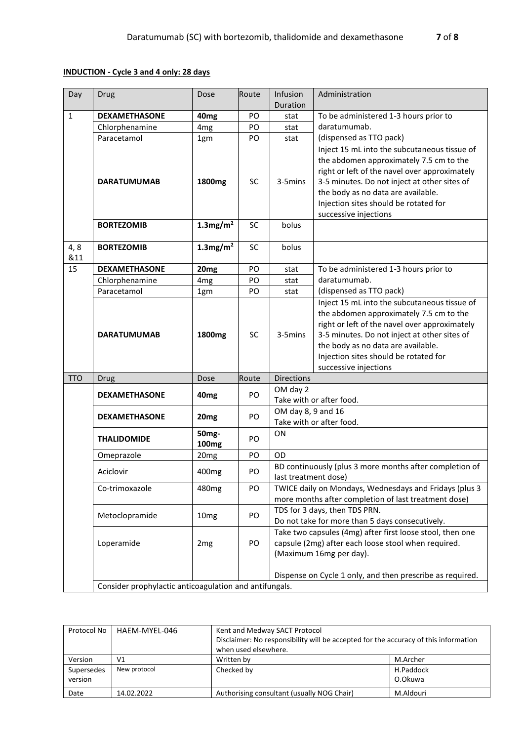**INDUCTION - Cycle 3 and 4 only: 28 days**

| Day | Drug | Dose | Route | Infusion Duration | Administration |
|---|---|---|---|---|---|
| 1 | **DEXAMETHASONE** | **40mg** | PO | stat | To be administered 1-3 hours prior to daratumumab. (dispensed as TTO pack) |
| | Chlorphenamine | 4mg | PO | stat | |
| | Paracetamol | 1gm | PO | stat | |
| | **DARATUMUMAB** | **1800mg** | SC | 3-5mins | Inject 15 mL into the subcutaneous tissue of the abdomen approximately 7.5 cm to the right or left of the navel over approximately 3-5 minutes. Do not inject at other sites of the body as no data are available. Injection sites should be rotated for successive injections |
| | **BORTEZOMIB** | **1.3mg/m²** | SC | bolus | |
| 4, 8 &11 | **BORTEZOMIB** | **1.3mg/m²** | SC | bolus | |
| 15 | **DEXAMETHASONE** | **20mg** | PO | stat | To be administered 1-3 hours prior to daratumumab. (dispensed as TTO pack) |
| | Chlorphenamine | 4mg | PO | stat | |
| | Paracetamol | 1gm | PO | stat | |
| | **DARATUMUMAB** | **1800mg** | SC | 3-5mins | Inject 15 mL into the subcutaneous tissue of the abdomen approximately 7.5 cm to the right or left of the navel over approximately 3-5 minutes. Do not inject at other sites of the body as no data are available. Injection sites should be rotated for successive injections |
| TTO | Drug | Dose | Route | Directions | |
| | **DEXAMETHASONE** | **40mg** | PO | OM day 2<br>Take with or after food. | |
| | **DEXAMETHASONE** | **20mg** | PO | OM day 8, 9 and 16<br>Take with or after food. | |
| | **THALIDOMIDE** | **50mg-100mg** | PO | ON | |
| | Omeprazole | 20mg | PO | OD | |
| | Aciclovir | 400mg | PO | BD continuously (plus 3 more months after completion of last treatment dose) | |
| | Co-trimoxazole | 480mg | PO | TWICE daily on Mondays, Wednesdays and Fridays (plus 3 more months after completion of last treatment dose) | |
| | Metoclopramide | 10mg | PO | TDS for 3 days, then TDS PRN.<br>Do not take for more than 5 days consecutively. | |
| | Loperamide | 2mg | PO | Take two capsules (4mg) after first loose stool, then one capsule (2mg) after each loose stool when required. (Maximum 16mg per day).<br><br>Dispense on Cycle 1 only, and then prescribe as required. | |
| | Consider prophylactic anticoagulation and antifungals. | | | | |

| Protocol No | HAEM-MYEL-046 | Kent and Medway SACT Protocol<br>Disclaimer: No responsibility will be accepted for the accuracy of this information when used elsewhere. | |
|---|---|---|---|
| Version | V1 | Written by | M.Archer |
| Supersedes version | New protocol | Checked by | H.Paddock<br>O.Okuwa |
| Date | 14.02.2022 | Authorising consultant (usually NOG Chair) | M.Aldouri |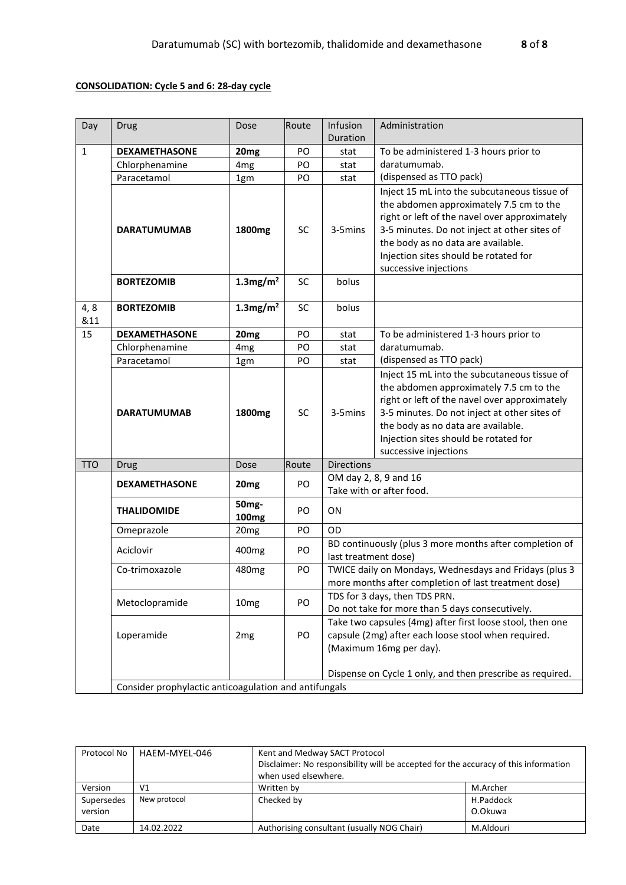**CONSOLIDATION: Cycle 5 and 6: 28-day cycle**

| Day | Drug | Dose | Route | Infusion Duration | Administration |
|---|---|---|---|---|---|
| 1 | **DEXAMETHASONE** | **20mg** | PO | stat | To be administered 1-3 hours prior to daratumumab. (dispensed as TTO pack) |
| | Chlorphenamine | 4mg | PO | stat | |
| | Paracetamol | 1gm | PO | stat | |
| | **DARATUMUMAB** | **1800mg** | SC | 3-5mins | Inject 15 mL into the subcutaneous tissue of the abdomen approximately 7.5 cm to the right or left of the navel over approximately 3-5 minutes. Do not inject at other sites of the body as no data are available. Injection sites should be rotated for successive injections |
| | **BORTEZOMIB** | **1.3mg/m²** | SC | bolus | |
| 4, 8 &11 | **BORTEZOMIB** | **1.3mg/m²** | SC | bolus | |
| 15 | **DEXAMETHASONE** | **20mg** | PO | stat | To be administered 1-3 hours prior to daratumumab. (dispensed as TTO pack) |
| | Chlorphenamine | 4mg | PO | stat | |
| | Paracetamol | 1gm | PO | stat | |
| | **DARATUMUMAB** | **1800mg** | SC | 3-5mins | Inject 15 mL into the subcutaneous tissue of the abdomen approximately 7.5 cm to the right or left of the navel over approximately 3-5 minutes. Do not inject at other sites of the body as no data are available. Injection sites should be rotated for successive injections |
| TTO | Drug | Dose | Route | Directions | |
| | **DEXAMETHASONE** | **20mg** | PO | OM day 2, 8, 9 and 16<br>Take with or after food. | |
| | **THALIDOMIDE** | **50mg-100mg** | PO | ON | |
| | Omeprazole | 20mg | PO | OD | |
| | Aciclovir | 400mg | PO | BD continuously (plus 3 more months after completion of last treatment dose) | |
| | Co-trimoxazole | 480mg | PO | TWICE daily on Mondays, Wednesdays and Fridays (plus 3 more months after completion of last treatment dose) | |
| | Metoclopramide | 10mg | PO | TDS for 3 days, then TDS PRN.<br>Do not take for more than 5 days consecutively. | |
| | Loperamide | 2mg | PO | Take two capsules (4mg) after first loose stool, then one capsule (2mg) after each loose stool when required. (Maximum 16mg per day).<br><br>Dispense on Cycle 1 only, and then prescribe as required. | |
| | Consider prophylactic anticoagulation and antifungals | | | | |

| Protocol No | HAEM-MYEL-046 | Kent and Medway SACT Protocol<br>Disclaimer: No responsibility will be accepted for the accuracy of this information when used elsewhere. | |
|---|---|---|---|
| Version | V1 | Written by | M.Archer |
| Supersedes version | New protocol | Checked by | H.Paddock<br>O.Okuwa |
| Date | 14.02.2022 | Authorising consultant (usually NOG Chair) | M.Aldouri |